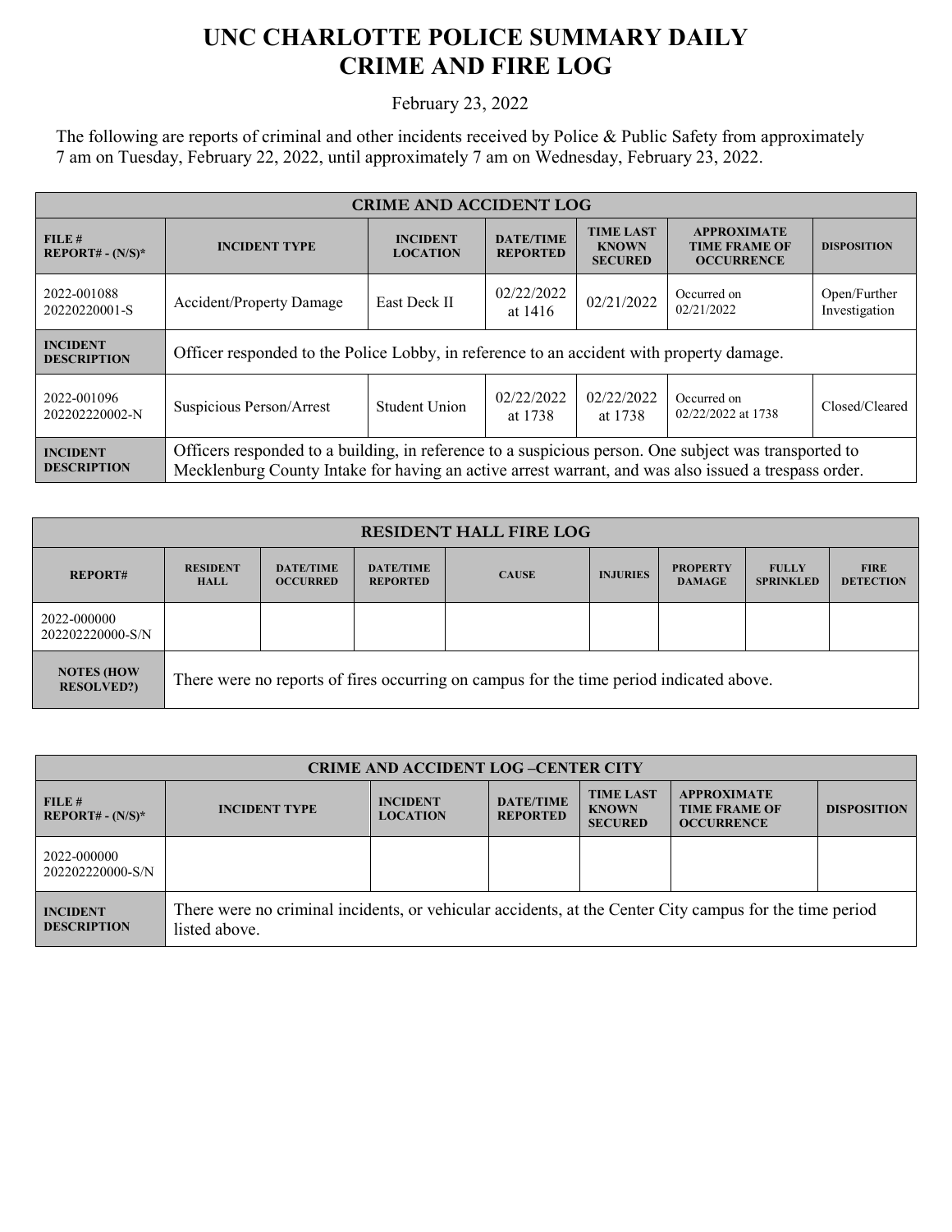# UNC CHARLOTTE POLICE SUMMARY DAILY CRIME AND FIRE LOG

February 23, 2022

The following are reports of criminal and other incidents received by Police & Public Safety from approximately 7 am on Tuesday, February 22, 2022, until approximately 7 am on Wednesday, February 23, 2022.

| CRIME AND ACCIDENT LOG | | | | | | |
|---|---|---|---|---|---|---|
| **FILE # REPORT# - (N/S)*** | **INCIDENT TYPE** | **INCIDENT LOCATION** | **DATE/TIME REPORTED** | **TIME LAST KNOWN SECURED** | **APPROXIMATE TIME FRAME OF OCCURRENCE** | **DISPOSITION** |
| 2022-001088 20220220001-S | Accident/Property Damage | East Deck II | 02/22/2022 at 1416 | 02/21/2022 | Occurred on 02/21/2022 | Open/Further Investigation |
| **INCIDENT DESCRIPTION** | Officer responded to the Police Lobby, in reference to an accident with property damage. | | | | | |
| 2022-001096 202202220002-N | Suspicious Person/Arrest | Student Union | 02/22/2022 at 1738 | 02/22/2022 at 1738 | Occurred on 02/22/2022 at 1738 | Closed/Cleared |
| **INCIDENT DESCRIPTION** | Officers responded to a building, in reference to a suspicious person. One subject was transported to Mecklenburg County Intake for having an active arrest warrant, and was also issued a trespass order. | | | | | |

| RESIDENT HALL FIRE LOG | | | | | | | | |
|---|---|---|---|---|---|---|---|---|
| **REPORT#** | **RESIDENT HALL** | **DATE/TIME OCCURRED** | **DATE/TIME REPORTED** | **CAUSE** | **INJURIES** | **PROPERTY DAMAGE** | **FULLY SPRINKLED** | **FIRE DETECTION** |
| 2022-000000 202202220000-S/N | | | | | | | | |
| **NOTES (HOW RESOLVED?)** | There were no reports of fires occurring on campus for the time period indicated above. | | | | | | | |

| CRIME AND ACCIDENT LOG –CENTER CITY | | | | | | |
|---|---|---|---|---|---|---|
| **FILE # REPORT# - (N/S)*** | **INCIDENT TYPE** | **INCIDENT LOCATION** | **DATE/TIME REPORTED** | **TIME LAST KNOWN SECURED** | **APPROXIMATE TIME FRAME OF OCCURRENCE** | **DISPOSITION** |
| 2022-000000 202202220000-S/N | | | | | | |
| **INCIDENT DESCRIPTION** | There were no criminal incidents, or vehicular accidents, at the Center City campus for the time period listed above. | | | | | |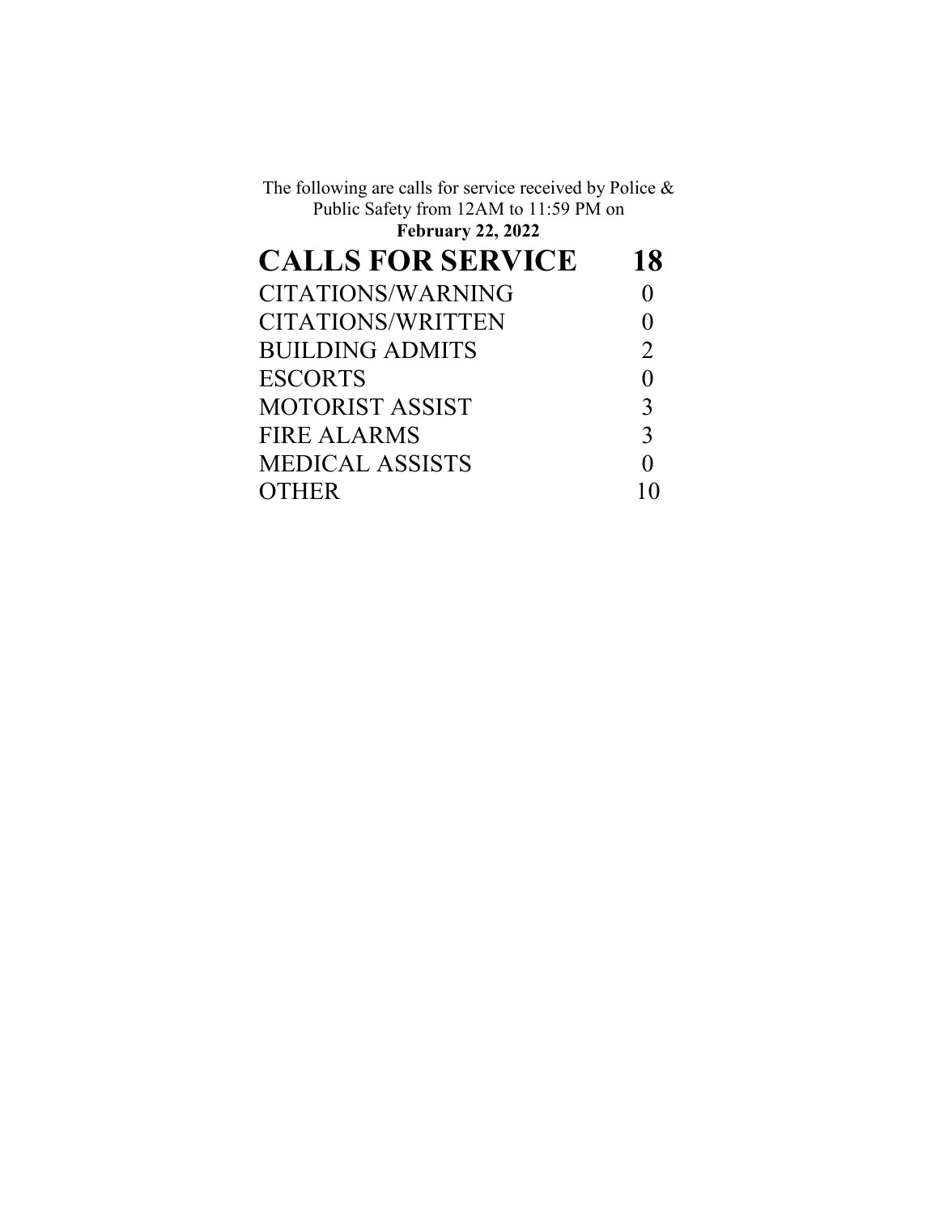The following are calls for service received by Police & Public Safety from 12AM to 11:59 PM on

**February 22, 2022**

| | |
|---|---|
| **CALLS FOR SERVICE** | **18** |
| CITATIONS/WARNING | 0 |
| CITATIONS/WRITTEN | 0 |
| BUILDING ADMITS | 2 |
| ESCORTS | 0 |
| MOTORIST ASSIST | 3 |
| FIRE ALARMS | 3 |
| MEDICAL ASSISTS | 0 |
| OTHER | 10 |